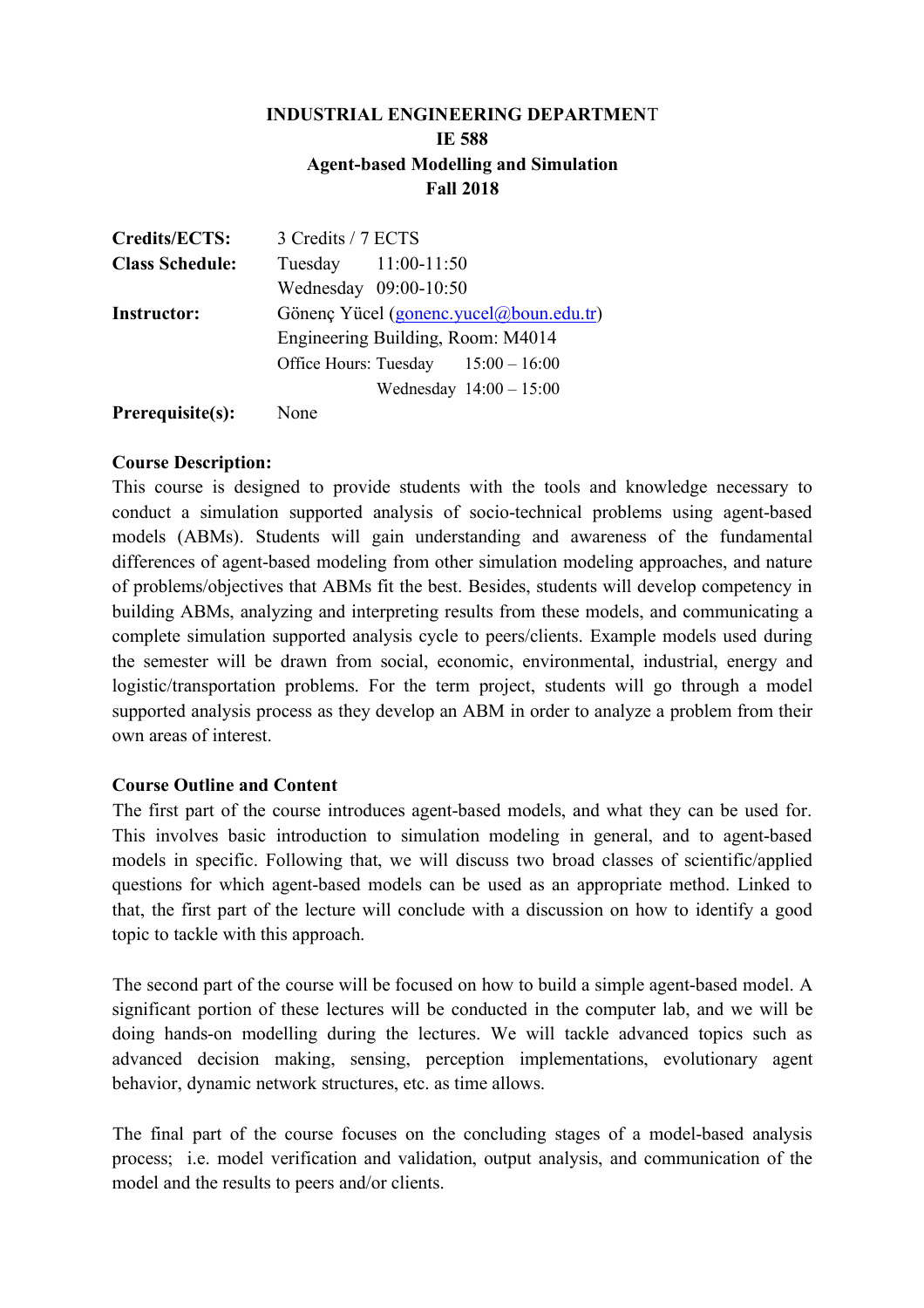**INDUSTRIAL ENGINEERING DEPARTMENT**
**IE 588**
**Agent-based Modelling and Simulation**
**Fall 2018**

| | |
|---|---|
| **Credits/ECTS:** | 3 Credits / 7 ECTS |
| **Class Schedule:** | Tuesday 11:00-11:50 |
| | Wednesday 09:00-10:50 |
| **Instructor:** | Gönenç Yücel (gonenc.yucel@boun.edu.tr) |
| | Engineering Building, Room: M4014 |
| | Office Hours: Tuesday 15:00 – 16:00 |
| | Wednesday 14:00 – 15:00 |
| **Prerequisite(s):** | None |

**Course Description:**

This course is designed to provide students with the tools and knowledge necessary to conduct a simulation supported analysis of socio-technical problems using agent-based models (ABMs). Students will gain understanding and awareness of the fundamental differences of agent-based modeling from other simulation modeling approaches, and nature of problems/objectives that ABMs fit the best. Besides, students will develop competency in building ABMs, analyzing and interpreting results from these models, and communicating a complete simulation supported analysis cycle to peers/clients. Example models used during the semester will be drawn from social, economic, environmental, industrial, energy and logistic/transportation problems. For the term project, students will go through a model supported analysis process as they develop an ABM in order to analyze a problem from their own areas of interest.

**Course Outline and Content**

The first part of the course introduces agent-based models, and what they can be used for. This involves basic introduction to simulation modeling in general, and to agent-based models in specific. Following that, we will discuss two broad classes of scientific/applied questions for which agent-based models can be used as an appropriate method. Linked to that, the first part of the lecture will conclude with a discussion on how to identify a good topic to tackle with this approach.

The second part of the course will be focused on how to build a simple agent-based model. A significant portion of these lectures will be conducted in the computer lab, and we will be doing hands-on modelling during the lectures. We will tackle advanced topics such as advanced decision making, sensing, perception implementations, evolutionary agent behavior, dynamic network structures, etc. as time allows.

The final part of the course focuses on the concluding stages of a model-based analysis process; i.e. model verification and validation, output analysis, and communication of the model and the results to peers and/or clients.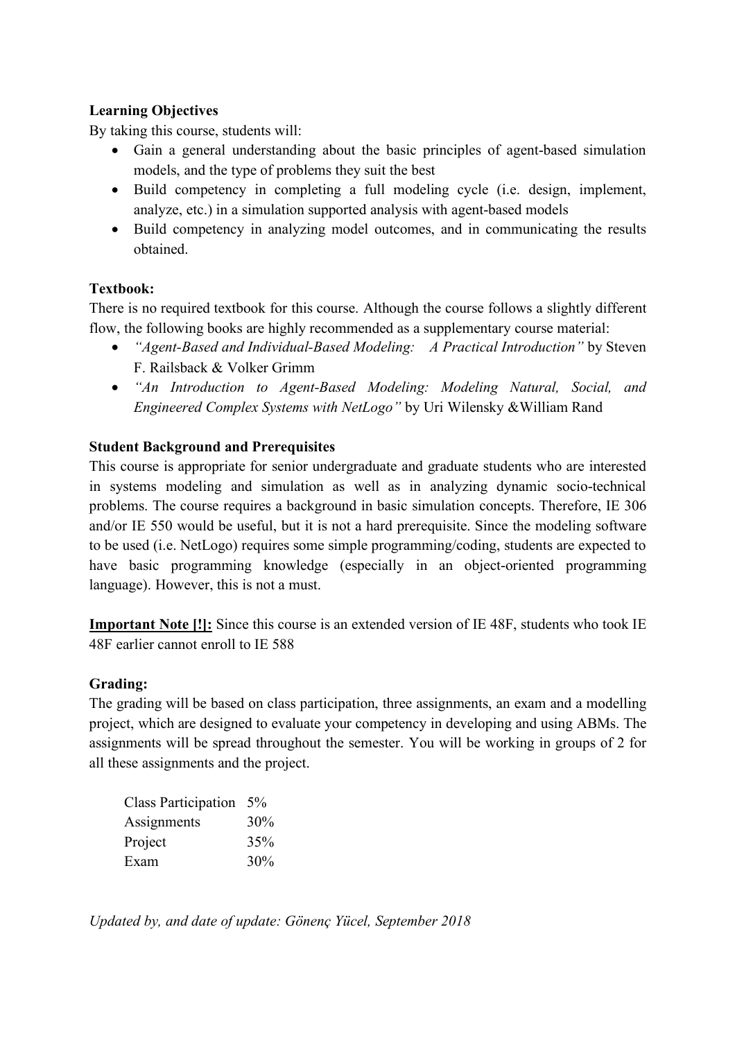**Learning Objectives**

By taking this course, students will:

- Gain a general understanding about the basic principles of agent-based simulation models, and the type of problems they suit the best
- Build competency in completing a full modeling cycle (i.e. design, implement, analyze, etc.) in a simulation supported analysis with agent-based models
- Build competency in analyzing model outcomes, and in communicating the results obtained.

**Textbook:**

There is no required textbook for this course. Although the course follows a slightly different flow, the following books are highly recommended as a supplementary course material:

- *"Agent-Based and Individual-Based Modeling: A Practical Introduction"* by Steven F. Railsback & Volker Grimm
- *"An Introduction to Agent-Based Modeling: Modeling Natural, Social, and Engineered Complex Systems with NetLogo"* by Uri Wilensky &William Rand

**Student Background and Prerequisites**

This course is appropriate for senior undergraduate and graduate students who are interested in systems modeling and simulation as well as in analyzing dynamic socio-technical problems. The course requires a background in basic simulation concepts. Therefore, IE 306 and/or IE 550 would be useful, but it is not a hard prerequisite. Since the modeling software to be used (i.e. NetLogo) requires some simple programming/coding, students are expected to have basic programming knowledge (especially in an object-oriented programming language). However, this is not a must.

**Important Note [!]:** Since this course is an extended version of IE 48F, students who took IE 48F earlier cannot enroll to IE 588

**Grading:**

The grading will be based on class participation, three assignments, an exam and a modelling project, which are designed to evaluate your competency in developing and using ABMs. The assignments will be spread throughout the semester. You will be working in groups of 2 for all these assignments and the project.

| | |
|---|---|
| Class Participation | 5% |
| Assignments | 30% |
| Project | 35% |
| Exam | 30% |

*Updated by, and date of update: Gönenç Yücel, September 2018*